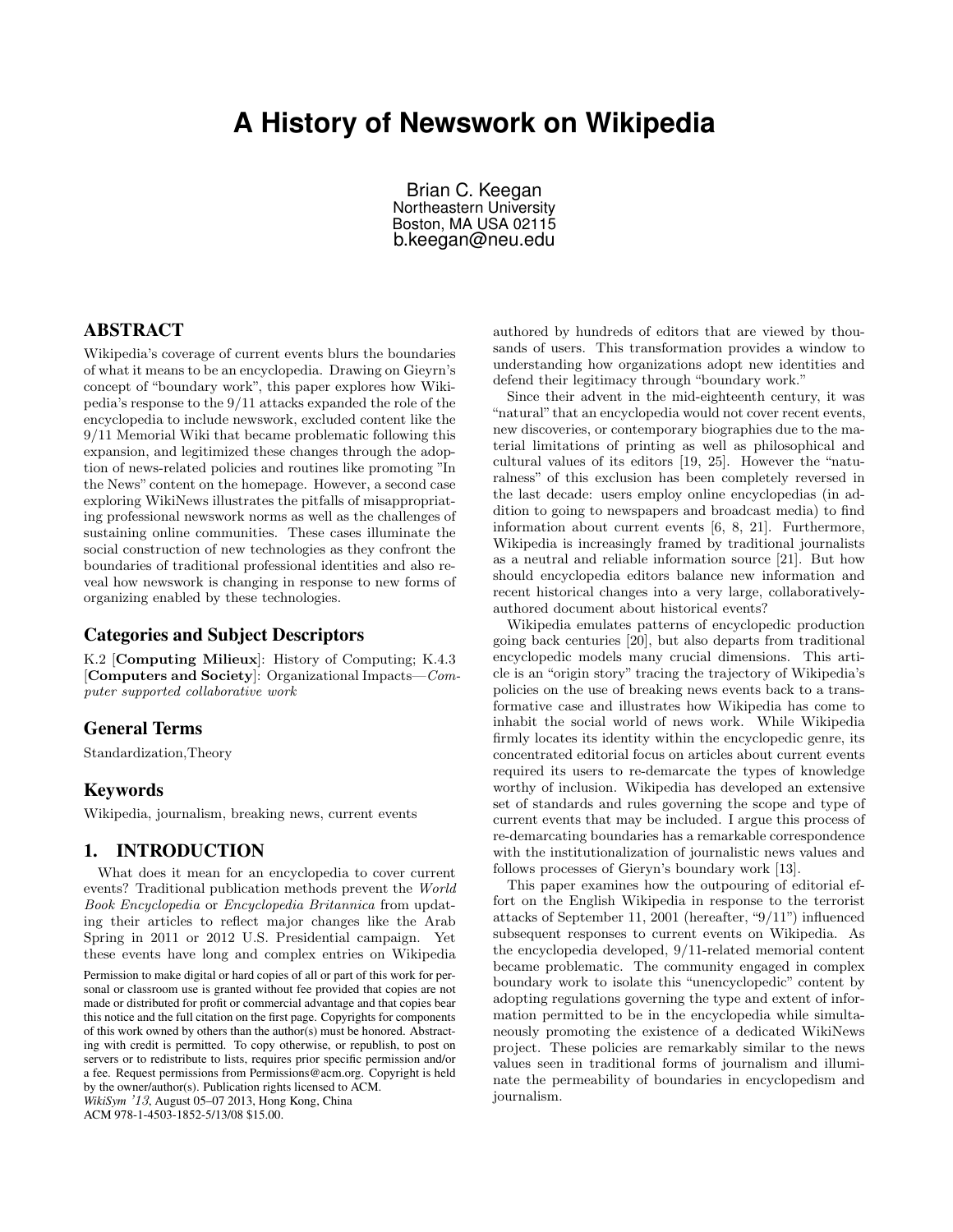# A History of Newswork on Wikipedia

Brian C. Keegan
Northeastern University
Boston, MA USA 02115
b.keegan@neu.edu

## ABSTRACT

Wikipedia's coverage of current events blurs the boundaries of what it means to be an encyclopedia. Drawing on Gieyrn's concept of "boundary work", this paper explores how Wikipedia's response to the 9/11 attacks expanded the role of the encyclopedia to include newswork, excluded content like the 9/11 Memorial Wiki that became problematic following this expansion, and legitimized these changes through the adoption of news-related policies and routines like promoting "In the News" content on the homepage. However, a second case exploring WikiNews illustrates the pitfalls of misappropriating professional newswork norms as well as the challenges of sustaining online communities. These cases illuminate the social construction of new technologies as they confront the boundaries of traditional professional identities and also reveal how newswork is changing in response to new forms of organizing enabled by these technologies.

### Categories and Subject Descriptors

K.2 [**Computing Milieux**]: History of Computing; K.4.3 [**Computers and Society**]: Organizational Impacts—*Computer supported collaborative work*

### General Terms

Standardization,Theory

### Keywords

Wikipedia, journalism, breaking news, current events

## 1. INTRODUCTION

What does it mean for an encyclopedia to cover current events? Traditional publication methods prevent the *World Book Encyclopedia* or *Encyclopedia Britannica* from updating their articles to reflect major changes like the Arab Spring in 2011 or 2012 U.S. Presidential campaign. Yet these events have long and complex entries on Wikipedia authored by hundreds of editors that are viewed by thousands of users. This transformation provides a window to understanding how organizations adopt new identities and defend their legitimacy through "boundary work."

Since their advent in the mid-eighteenth century, it was "natural" that an encyclopedia would not cover recent events, new discoveries, or contemporary biographies due to the material limitations of printing as well as philosophical and cultural values of its editors [19, 25]. However the "naturalness" of this exclusion has been completely reversed in the last decade: users employ online encyclopedias (in addition to going to newspapers and broadcast media) to find information about current events [6, 8, 21]. Furthermore, Wikipedia is increasingly framed by traditional journalists as a neutral and reliable information source [21]. But how should encyclopedia editors balance new information and recent historical changes into a very large, collaboratively-authored document about historical events?

Wikipedia emulates patterns of encyclopedic production going back centuries [20], but also departs from traditional encyclopedic models many crucial dimensions. This article is an "origin story" tracing the trajectory of Wikipedia's policies on the use of breaking news events back to a transformative case and illustrates how Wikipedia has come to inhabit the social world of news work. While Wikipedia firmly locates its identity within the encyclopedic genre, its concentrated editorial focus on articles about current events required its users to re-demarcate the types of knowledge worthy of inclusion. Wikipedia has developed an extensive set of standards and rules governing the scope and type of current events that may be included. I argue this process of re-demarcating boundaries has a remarkable correspondence with the institutionalization of journalistic news values and follows processes of Gieryn's boundary work [13].

This paper examines how the outpouring of editorial effort on the English Wikipedia in response to the terrorist attacks of September 11, 2001 (hereafter, "9/11") influenced subsequent responses to current events on Wikipedia. As the encyclopedia developed, 9/11-related memorial content became problematic. The community engaged in complex boundary work to isolate this "unencyclopedic" content by adopting regulations governing the type and extent of information permitted to be in the encyclopedia while simultaneously promoting the existence of a dedicated WikiNews project. These policies are remarkably similar to the news values seen in traditional forms of journalism and illuminate the permeability of boundaries in encyclopedism and journalism.

Permission to make digital or hard copies of all or part of this work for personal or classroom use is granted without fee provided that copies are not made or distributed for profit or commercial advantage and that copies bear this notice and the full citation on the first page. Copyrights for components of this work owned by others than the author(s) must be honored. Abstracting with credit is permitted. To copy otherwise, or republish, to post on servers or to redistribute to lists, requires prior specific permission and/or a fee. Request permissions from Permissions@acm.org. Copyright is held by the owner/author(s). Publication rights licensed to ACM.
*WikiSym '13*, August 05–07 2013, Hong Kong, China
ACM 978-1-4503-1852-5/13/08 $15.00.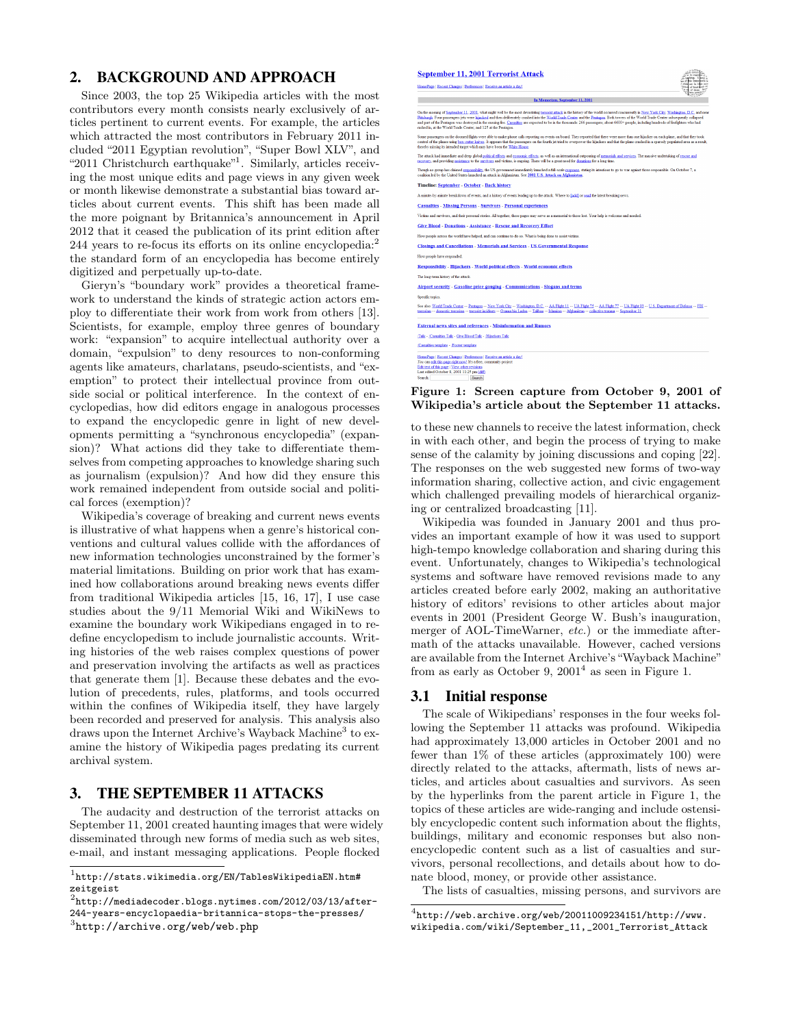## 2. BACKGROUND AND APPROACH

Since 2003, the top 25 Wikipedia articles with the most contributors every month consists nearly exclusively of articles pertinent to current events. For example, the articles which attracted the most contributors in February 2011 included "2011 Egyptian revolution", "Super Bowl XLV", and "2011 Christchurch earthquake"[1]. Similarly, articles receiving the most unique edits and page views in any given week or month likewise demonstrate a substantial bias toward articles about current events. This shift has been made all the more poignant by Britannica's announcement in April 2012 that it ceased the publication of its print edition after 244 years to re-focus its efforts on its online encyclopedia:[2] the standard form of an encyclopedia has become entirely digitized and perpetually up-to-date.

Gieryn's "boundary work" provides a theoretical framework to understand the kinds of strategic action actors employ to differentiate their work from work from others [13]. Scientists, for example, employ three genres of boundary work: "expansion" to acquire intellectual authority over a domain, "expulsion" to deny resources to non-conforming agents like amateurs, charlatans, pseudo-scientists, and "exemption" to protect their intellectual province from outside social or political interference. In the context of encyclopedias, how did editors engage in analogous processes to expand the encyclopedic genre in light of new developments permitting a "synchronous encyclopedia" (expansion)? What actions did they take to differentiate themselves from competing approaches to knowledge sharing such as journalism (expulsion)? And how did they ensure this work remained independent from outside social and political forces (exemption)?

Wikipedia's coverage of breaking and current news events is illustrative of what happens when a genre's historical conventions and cultural values collide with the affordances of new information technologies unconstrained by the former's material limitations. Building on prior work that has examined how collaborations around breaking news events differ from traditional Wikipedia articles [15, 16, 17], I use case studies about the 9/11 Memorial Wiki and WikiNews to examine the boundary work Wikipedians engaged in to redefine encyclopedism to include journalistic accounts. Writing histories of the web raises complex questions of power and preservation involving the artifacts as well as practices that generate them [1]. Because these debates and the evolution of precedents, rules, platforms, and tools occurred within the confines of Wikipedia itself, they have largely been recorded and preserved for analysis. This analysis also draws upon the Internet Archive's Wayback Machine[3] to examine the history of Wikipedia pages predating its current archival system.

## 3. THE SEPTEMBER 11 ATTACKS

The audacity and destruction of the terrorist attacks on September 11, 2001 created haunting images that were widely disseminated through new forms of media such as web sites, e-mail, and instant messaging applications. People flocked to these new channels to receive the latest information, check in with each other, and begin the process of trying to make sense of the calamity by joining discussions and coping [22]. The responses on the web suggested new forms of two-way information sharing, collective action, and civic engagement which challenged prevailing models of hierarchical organizing or centralized broadcasting [11].

**Figure 1: Screen capture from October 9, 2001 of Wikipedia's article about the September 11 attacks.**

Wikipedia was founded in January 2001 and thus provides an important example of how it was used to support high-tempo knowledge collaboration and sharing during this event. Unfortunately, changes to Wikipedia's technological systems and software have removed revisions made to any articles created before early 2002, making an authoritative history of editors' revisions to other articles about major events in 2001 (President George W. Bush's inauguration, merger of AOL-TimeWarner, *etc.*) or the immediate aftermath of the attacks unavailable. However, cached versions are available from the Internet Archive's "Wayback Machine" from as early as October 9, 2001[4] as seen in Figure 1.

### 3.1 Initial response

The scale of Wikipedians' responses in the four weeks following the September 11 attacks was profound. Wikipedia had approximately 13,000 articles in October 2001 and no fewer than 1% of these articles (approximately 100) were directly related to the attacks, aftermath, lists of news articles, and articles about casualties and survivors. As seen by the hyperlinks from the parent article in Figure 1, the topics of these articles are wide-ranging and include ostensibly encyclopedic content such information about the flights, buildings, military and economic responses but also non-encyclopedic content such as a list of casualties and survivors, personal recollections, and details about how to donate blood, money, or provide other assistance.

The lists of casualties, missing persons, and survivors are

---

[1] http://stats.wikimedia.org/EN/TablesWikipediaEN.htm#zeitgeist

[2] http://mediadecoder.blogs.nytimes.com/2012/03/13/after-244-years-encyclopaedia-britannica-stops-the-presses/

[3] http://archive.org/web/web.php

[4] http://web.archive.org/web/20011009234151/http://www.wikipedia.com/wiki/September_11,_2001_Terrorist_Attack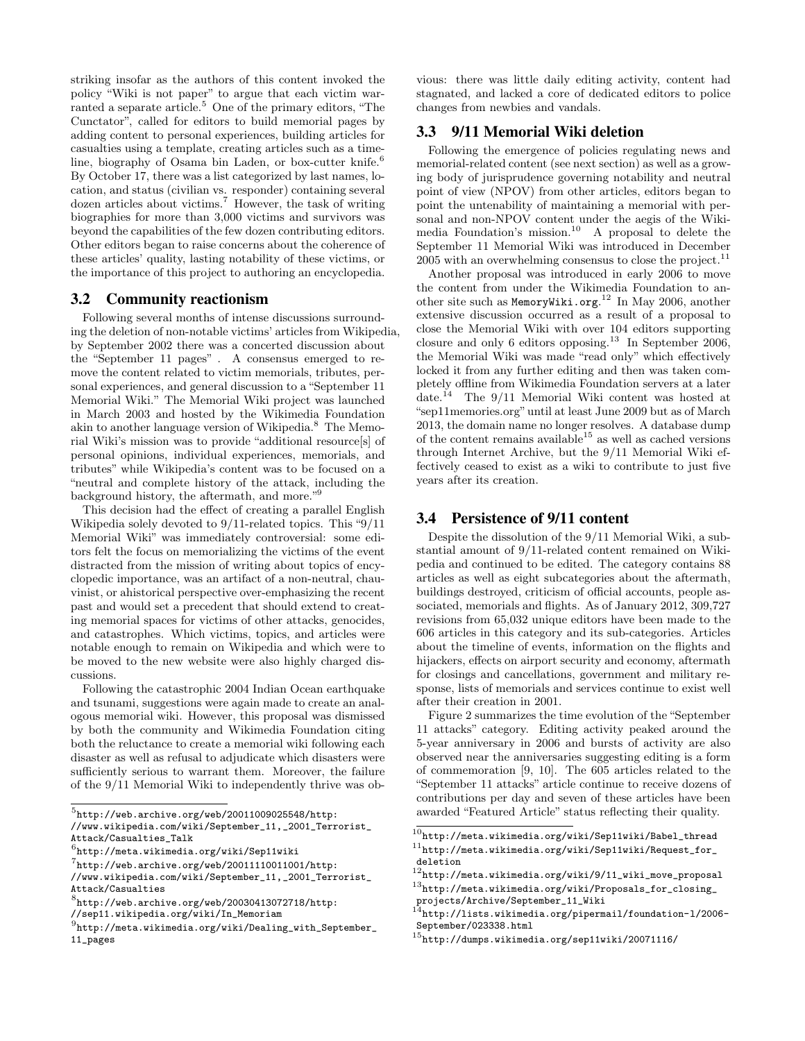striking insofar as the authors of this content invoked the policy "Wiki is not paper" to argue that each victim warranted a separate article.[5] One of the primary editors, "The Cunctator", called for editors to build memorial pages by adding content to personal experiences, building articles for casualties using a template, creating articles such as a timeline, biography of Osama bin Laden, or box-cutter knife.[6] By October 17, there was a list categorized by last names, location, and status (civilian vs. responder) containing several dozen articles about victims.[7] However, the task of writing biographies for more than 3,000 victims and survivors was beyond the capabilities of the few dozen contributing editors. Other editors began to raise concerns about the coherence of these articles' quality, lasting notability of these victims, or the importance of this project to authoring an encyclopedia.

### 3.2 Community reactionism

Following several months of intense discussions surrounding the deletion of non-notable victims' articles from Wikipedia, by September 2002 there was a concerted discussion about the "September 11 pages" . A consensus emerged to remove the content related to victim memorials, tributes, personal experiences, and general discussion to a "September 11 Memorial Wiki." The Memorial Wiki project was launched in March 2003 and hosted by the Wikimedia Foundation akin to another language version of Wikipedia.[8] The Memorial Wiki's mission was to provide "additional resource[s] of personal opinions, individual experiences, memorials, and tributes" while Wikipedia's content was to be focused on a "neutral and complete history of the attack, including the background history, the aftermath, and more."[9]

This decision had the effect of creating a parallel English Wikipedia solely devoted to 9/11-related topics. This "9/11 Memorial Wiki" was immediately controversial: some editors felt the focus on memorializing the victims of the event distracted from the mission of writing about topics of encyclopedic importance, was an artifact of a non-neutral, chauvinist, or ahistorical perspective over-emphasizing the recent past and would set a precedent that should extend to creating memorial spaces for victims of other attacks, genocides, and catastrophes. Which victims, topics, and articles were notable enough to remain on Wikipedia and which were to be moved to the new website were also highly charged discussions.

Following the catastrophic 2004 Indian Ocean earthquake and tsunami, suggestions were again made to create an analogous memorial wiki. However, this proposal was dismissed by both the community and Wikimedia Foundation citing both the reluctance to create a memorial wiki following each disaster as well as refusal to adjudicate which disasters were sufficiently serious to warrant them. Moreover, the failure of the 9/11 Memorial Wiki to independently thrive was obvious: there was little daily editing activity, content had stagnated, and lacked a core of dedicated editors to police changes from newbies and vandals.

### 3.3 9/11 Memorial Wiki deletion

Following the emergence of policies regulating news and memorial-related content (see next section) as well as a growing body of jurisprudence governing notability and neutral point of view (NPOV) from other articles, editors began to point the untenability of maintaining a memorial with personal and non-NPOV content under the aegis of the Wikimedia Foundation's mission.[10] A proposal to delete the September 11 Memorial Wiki was introduced in December 2005 with an overwhelming consensus to close the project.[11]

Another proposal was introduced in early 2006 to move the content from under the Wikimedia Foundation to another site such as `MemoryWiki.org`.[12] In May 2006, another extensive discussion occurred as a result of a proposal to close the Memorial Wiki with over 104 editors supporting closure and only 6 editors opposing.[13] In September 2006, the Memorial Wiki was made "read only" which effectively locked it from any further editing and then was taken completely offline from Wikimedia Foundation servers at a later date.[14] The 9/11 Memorial Wiki content was hosted at "sep11memories.org" until at least June 2009 but as of March 2013, the domain name no longer resolves. A database dump of the content remains available[15] as well as cached versions through Internet Archive, but the 9/11 Memorial Wiki effectively ceased to exist as a wiki to contribute to just five years after its creation.

### 3.4 Persistence of 9/11 content

Despite the dissolution of the 9/11 Memorial Wiki, a substantial amount of 9/11-related content remained on Wikipedia and continued to be edited. The category contains 88 articles as well as eight subcategories about the aftermath, buildings destroyed, criticism of official accounts, people associated, memorials and flights. As of January 2012, 309,727 revisions from 65,032 unique editors have been made to the 606 articles in this category and its sub-categories. Articles about the timeline of events, information on the flights and hijackers, effects on airport security and economy, aftermath for closings and cancellations, government and military response, lists of memorials and services continue to exist well after their creation in 2001.

Figure 2 summarizes the time evolution of the "September 11 attacks" category. Editing activity peaked around the 5-year anniversary in 2006 and bursts of activity are also observed near the anniversaries suggesting editing is a form of commemoration [9, 10]. The 605 articles related to the "September 11 attacks" article continue to receive dozens of contributions per day and seven of these articles have been awarded "Featured Article" status reflecting their quality.

---

[5] http://web.archive.org/web/20011009025548/http://www.wikipedia.com/wiki/September_11,_2001_Terrorist_Attack/Casualties_Talk

[6] http://meta.wikimedia.org/wiki/Sep11wiki

[7] http://web.archive.org/web/20011110011001/http://www.wikipedia.com/wiki/September_11,_2001_Terrorist_Attack/Casualties

[8] http://web.archive.org/web/20030413072718/http://sep11.wikipedia.org/wiki/In_Memoriam

[9] http://meta.wikimedia.org/wiki/Dealing_with_September_11_pages

[10] http://meta.wikimedia.org/wiki/Sep11wiki/Babel_thread

[11] http://meta.wikimedia.org/wiki/Sep11wiki/Request_for_deletion

[12] http://meta.wikimedia.org/wiki/9/11_wiki_move_proposal

[13] http://meta.wikimedia.org/wiki/Proposals_for_closing_projects/Archive/September_11_Wiki

[14] http://lists.wikimedia.org/pipermail/foundation-l/2006-September/023338.html

[15] http://dumps.wikimedia.org/sep11wiki/20071116/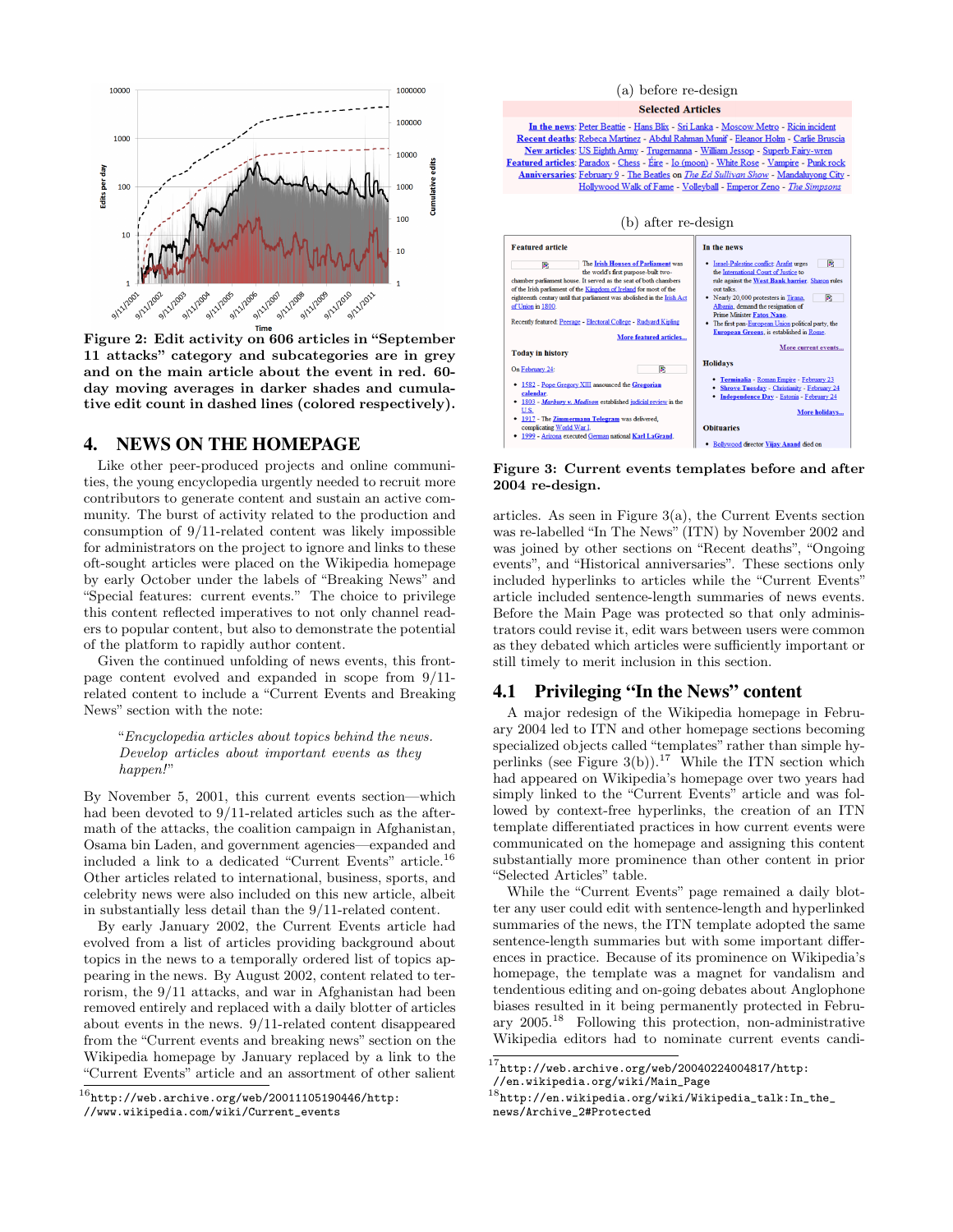Figure 2: Edit activity on 606 articles in "September 11 attacks" category and subcategories are in grey and on the main article about the event in red. 60-day moving averages in darker shades and cumulative edit count in dashed lines (colored respectively).

## 4. NEWS ON THE HOMEPAGE

Like other peer-produced projects and online communities, the young encyclopedia urgently needed to recruit more contributors to generate content and sustain an active community. The burst of activity related to the production and consumption of 9/11-related content was likely impossible for administrators on the project to ignore and links to these oft-sought articles were placed on the Wikipedia homepage by early October under the labels of "Breaking News" and "Special features: current events." The choice to privilege this content reflected imperatives to not only channel readers to popular content, but also to demonstrate the potential of the platform to rapidly author content.

Given the continued unfolding of news events, this front-page content evolved and expanded in scope from 9/11-related content to include a "Current Events and Breaking News" section with the note:

> "*Encyclopedia articles about topics behind the news. Develop articles about important events as they happen!*"

By November 5, 2001, this current events section—which had been devoted to 9/11-related articles such as the aftermath of the attacks, the coalition campaign in Afghanistan, Osama bin Laden, and government agencies—expanded and included a link to a dedicated "Current Events" article.[16] Other articles related to international, business, sports, and celebrity news were also included on this new article, albeit in substantially less detail than the 9/11-related content.

By early January 2002, the Current Events article had evolved from a list of articles providing background about topics in the news to a temporally ordered list of topics appearing in the news. By August 2002, content related to terrorism, the 9/11 attacks, and war in Afghanistan had been removed entirely and replaced with a daily blotter of articles about events in the news. 9/11-related content disappeared from the "Current events and breaking news" section on the Wikipedia homepage by January replaced by a link to the "Current Events" article and an assortment of other salient articles. As seen in Figure 3(a), the Current Events section was re-labelled "In The News" (ITN) by November 2002 and was joined by other sections on "Recent deaths", "Ongoing events", and "Historical anniversaries". These sections only included hyperlinks to articles while the "Current Events" article included sentence-length summaries of news events. Before the Main Page was protected so that only administrators could revise it, edit wars between users were common as they debated which articles were sufficiently important or still timely to merit inclusion in this section.

Figure 3: Current events templates before and after 2004 re-design.

### 4.1 Privileging "In the News" content

A major redesign of the Wikipedia homepage in February 2004 led to ITN and other homepage sections becoming specialized objects called "templates" rather than simple hyperlinks (see Figure 3(b)).[17] While the ITN section which had appeared on Wikipedia's homepage over two years had simply linked to the "Current Events" article and was followed by context-free hyperlinks, the creation of an ITN template differentiated practices in how current events were communicated on the homepage and assigning this content substantially more prominence than other content in prior "Selected Articles" table.

While the "Current Events" page remained a daily blotter any user could edit with sentence-length and hyperlinked summaries of the news, the ITN template adopted the same sentence-length summaries but with some important differences in practice. Because of its prominence on Wikipedia's homepage, the template was a magnet for vandalism and tendentious editing and on-going debates about Anglophone biases resulted in it being permanently protected in February 2005.[18] Following this protection, non-administrative Wikipedia editors had to nominate current events candi-

[16] http://web.archive.org/web/20011105190446/http://www.wikipedia.com/wiki/Current_events

[17] http://web.archive.org/web/20040224004817/http://en.wikipedia.org/wiki/Main_Page

[18] http://en.wikipedia.org/wiki/Wikipedia_talk:In_the_news/Archive_2#Protected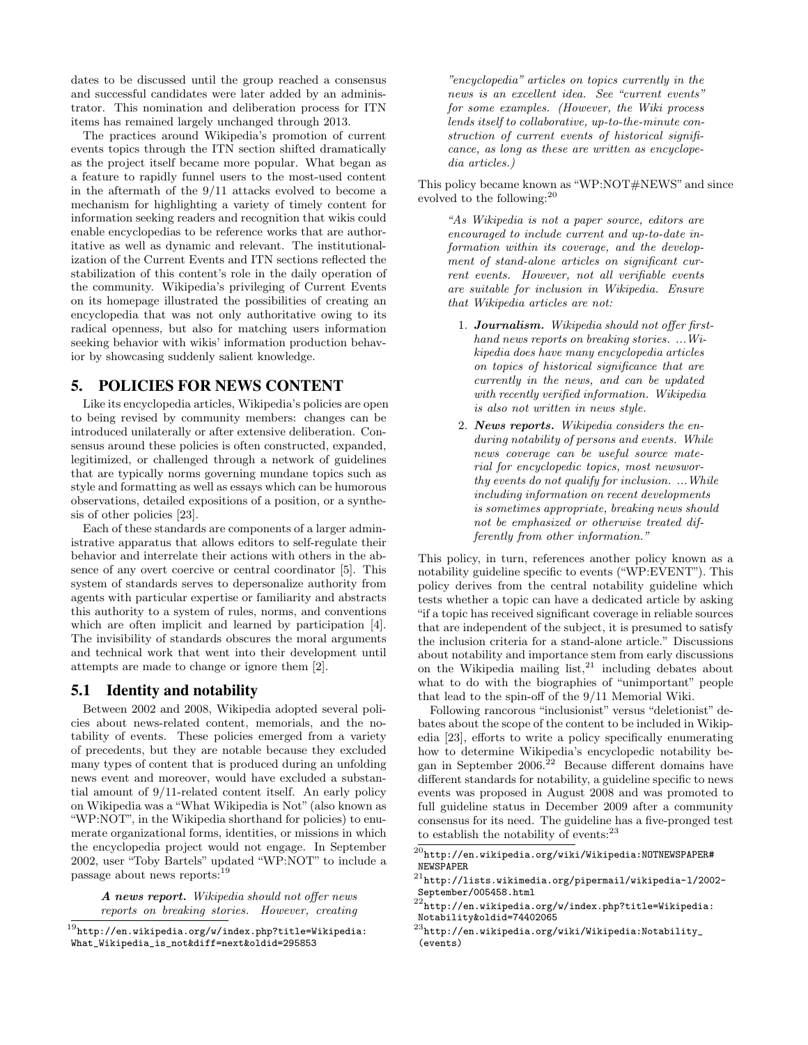dates to be discussed until the group reached a consensus and successful candidates were later added by an administrator. This nomination and deliberation process for ITN items has remained largely unchanged through 2013.

The practices around Wikipedia's promotion of current events topics through the ITN section shifted dramatically as the project itself became more popular. What began as a feature to rapidly funnel users to the most-used content in the aftermath of the 9/11 attacks evolved to become a mechanism for highlighting a variety of timely content for information seeking readers and recognition that wikis could enable encyclopedias to be reference works that are authoritative as well as dynamic and relevant. The institutionalization of the Current Events and ITN sections reflected the stabilization of this content's role in the daily operation of the community. Wikipedia's privileging of Current Events on its homepage illustrated the possibilities of creating an encyclopedia that was not only authoritative owing to its radical openness, but also for matching users information seeking behavior with wikis' information production behavior by showcasing suddenly salient knowledge.

## 5. POLICIES FOR NEWS CONTENT

Like its encyclopedia articles, Wikipedia's policies are open to being revised by community members: changes can be introduced unilaterally or after extensive deliberation. Consensus around these policies is often constructed, expanded, legitimized, or challenged through a network of guidelines that are typically norms governing mundane topics such as style and formatting as well as essays which can be humorous observations, detailed expositions of a position, or a synthesis of other policies [23].

Each of these standards are components of a larger administrative apparatus that allows editors to self-regulate their behavior and interrelate their actions with others in the absence of any overt coercive or central coordinator [5]. This system of standards serves to depersonalize authority from agents with particular expertise or familiarity and abstracts this authority to a system of rules, norms, and conventions which are often implicit and learned by participation [4]. The invisibility of standards obscures the moral arguments and technical work that went into their development until attempts are made to change or ignore them [2].

### 5.1 Identity and notability

Between 2002 and 2008, Wikipedia adopted several policies about news-related content, memorials, and the notability of events. These policies emerged from a variety of precedents, but they are notable because they excluded many types of content that is produced during an unfolding news event and moreover, would have excluded a substantial amount of 9/11-related content itself. An early policy on Wikipedia was a "What Wikipedia is Not" (also known as "WP:NOT", in the Wikipedia shorthand for policies) to enumerate organizational forms, identities, or missions in which the encyclopedia project would not engage. In September 2002, user "Toby Bartels" updated "WP:NOT" to include a passage about news reports:[19]

> ***A news report.*** *Wikipedia should not offer news reports on breaking stories. However, creating "encyclopedia" articles on topics currently in the news is an excellent idea. See "current events" for some examples. (However, the Wiki process lends itself to collaborative, up-to-the-minute construction of current events of historical significance, as long as these are written as encyclopedia articles.)*

This policy became known as "WP:NOT#NEWS" and since evolved to the following:[20]

> *"As Wikipedia is not a paper source, editors are encouraged to include current and up-to-date information within its coverage, and the development of stand-alone articles on significant current events. However, not all verifiable events are suitable for inclusion in Wikipedia. Ensure that Wikipedia articles are not:*
>
> 1. ***Journalism.*** *Wikipedia should not offer firsthand news reports on breaking stories. ...Wikipedia does have many encyclopedia articles on topics of historical significance that are currently in the news, and can be updated with recently verified information. Wikipedia is also not written in news style.*
> 2. ***News reports.*** *Wikipedia considers the enduring notability of persons and events. While news coverage can be useful source material for encyclopedic topics, most newsworthy events do not qualify for inclusion. ...While including information on recent developments is sometimes appropriate, breaking news should not be emphasized or otherwise treated differently from other information."*

This policy, in turn, references another policy known as a notability guideline specific to events ("WP:EVENT"). This policy derives from the central notability guideline which tests whether a topic can have a dedicated article by asking "if a topic has received significant coverage in reliable sources that are independent of the subject, it is presumed to satisfy the inclusion criteria for a stand-alone article." Discussions about notability and importance stem from early discussions on the Wikipedia mailing list,[21] including debates about what to do with the biographies of "unimportant" people that lead to the spin-off of the 9/11 Memorial Wiki.

Following rancorous "inclusionist" versus "deletionist" debates about the scope of the content to be included in Wikipedia [23], efforts to write a policy specifically enumerating how to determine Wikipedia's encyclopedic notability began in September 2006.[22] Because different domains have different standards for notability, a guideline specific to news events was proposed in August 2008 and was promoted to full guideline status in December 2009 after a community consensus for its need. The guideline has a five-pronged test to establish the notability of events:[23]

---

[19] http://en.wikipedia.org/w/index.php?title=Wikipedia:What_Wikipedia_is_not&diff=next&oldid=295853

[20] http://en.wikipedia.org/wiki/Wikipedia:NOTNEWSPAPER#NEWSPAPER

[21] http://lists.wikimedia.org/pipermail/wikipedia-l/2002-September/005458.html

[22] http://en.wikipedia.org/w/index.php?title=Wikipedia:Notability&oldid=74402065

[23] http://en.wikipedia.org/wiki/Wikipedia:Notability_(events)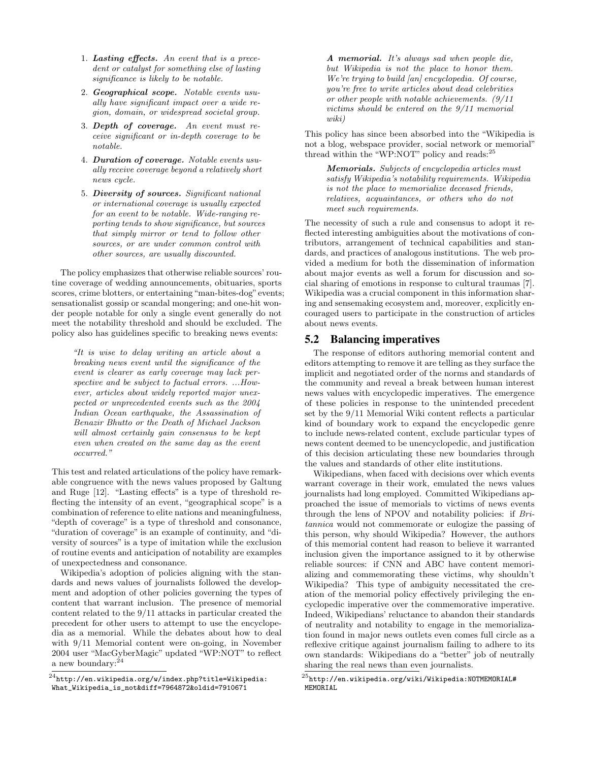1. ***Lasting effects.*** *An event that is a precedent or catalyst for something else of lasting significance is likely to be notable.*
2. ***Geographical scope.*** *Notable events usually have significant impact over a wide region, domain, or widespread societal group.*
3. ***Depth of coverage.*** *An event must receive significant or in-depth coverage to be notable.*
4. ***Duration of coverage.*** *Notable events usually receive coverage beyond a relatively short news cycle.*
5. ***Diversity of sources.*** *Significant national or international coverage is usually expected for an event to be notable. Wide-ranging reporting tends to show significance, but sources that simply mirror or tend to follow other sources, or are under common control with other sources, are usually discounted.*

The policy emphasizes that otherwise reliable sources' routine coverage of wedding announcements, obituaries, sports scores, crime blotters, or entertaining "man-bites-dog" events; sensationalist gossip or scandal mongering; and one-hit wonder people notable for only a single event generally do not meet the notability threshold and should be excluded. The policy also has guidelines specific to breaking news events:

> *"It is wise to delay writing an article about a breaking news event until the significance of the event is clearer as early coverage may lack perspective and be subject to factual errors. ...However, articles about widely reported major unexpected or unprecedented events such as the 2004 Indian Ocean earthquake, the Assassination of Benazir Bhutto or the Death of Michael Jackson will almost certainly gain consensus to be kept even when created on the same day as the event occurred."*

This test and related articulations of the policy have remarkable congruence with the news values proposed by Galtung and Ruge [12]. "Lasting effects" is a type of threshold reflecting the intensity of an event, "geographical scope" is a combination of reference to elite nations and meaningfulness, "depth of coverage" is a type of threshold and consonance, "duration of coverage" is an example of continuity, and "diversity of sources" is a type of imitation while the exclusion of routine events and anticipation of notability are examples of unexpectedness and consonance.

Wikipedia's adoption of policies aligning with the standards and news values of journalists followed the development and adoption of other policies governing the types of content that warrant inclusion. The presence of memorial content related to the 9/11 attacks in particular created the precedent for other users to attempt to use the encyclopedia as a memorial. While the debates about how to deal with 9/11 Memorial content were on-going, in November 2004 user "MacGyberMagic" updated "WP:NOT" to reflect a new boundary:[24]

> ***A memorial.*** *It's always sad when people die, but Wikipedia is not the place to honor them. We're trying to build [an] encyclopedia. Of course, you're free to write articles about dead celebrities or other people with notable achievements. (9/11 victims should be entered on the 9/11 memorial wiki)*

This policy has since been absorbed into the "Wikipedia is not a blog, webspace provider, social network or memorial" thread within the "WP:NOT" policy and reads:[25]

> ***Memorials.*** *Subjects of encyclopedia articles must satisfy Wikipedia's notability requirements. Wikipedia is not the place to memorialize deceased friends, relatives, acquaintances, or others who do not meet such requirements.*

The necessity of such a rule and consensus to adopt it reflected interesting ambiguities about the motivations of contributors, arrangement of technical capabilities and standards, and practices of analogous institutions. The web provided a medium for both the dissemination of information about major events as well a forum for discussion and social sharing of emotions in response to cultural traumas [7]. Wikipedia was a crucial component in this information sharing and sensemaking ecosystem and, moreover, explicitly encouraged users to participate in the construction of articles about news events.

## 5.2 Balancing imperatives

The response of editors authoring memorial content and editors attempting to remove it are telling as they surface the implicit and negotiated order of the norms and standards of the community and reveal a break between human interest news values with encyclopedic imperatives. The emergence of these policies in response to the unintended precedent set by the 9/11 Memorial Wiki content reflects a particular kind of boundary work to expand the encyclopedic genre to include news-related content, exclude particular types of news content deemed to be unencyclopedic, and justification of this decision articulating these new boundaries through the values and standards of other elite institutions.

Wikipedians, when faced with decisions over which events warrant coverage in their work, emulated the news values journalists had long employed. Committed Wikipedians approached the issue of memorials to victims of news events through the lens of NPOV and notability policies: if *Britannica* would not commemorate or eulogize the passing of this person, why should Wikipedia? However, the authors of this memorial content had reason to believe it warranted inclusion given the importance assigned to it by otherwise reliable sources: if CNN and ABC have content memorializing and commemorating these victims, why shouldn't Wikipedia? This type of ambiguity necessitated the creation of the memorial policy effectively privileging the encyclopedic imperative over the commemorative imperative. Indeed, Wikipedians' reluctance to abandon their standards of neutrality and notability to engage in the memorialization found in major news outlets even comes full circle as a reflexive critique against journalism failing to adhere to its own standards: Wikipedians do a "better" job of neutrally sharing the real news than even journalists.

[24] http://en.wikipedia.org/w/index.php?title=Wikipedia:What_Wikipedia_is_not&diff=7964872&oldid=7910671

[25] http://en.wikipedia.org/wiki/Wikipedia:NOTMEMORIAL#MEMORIAL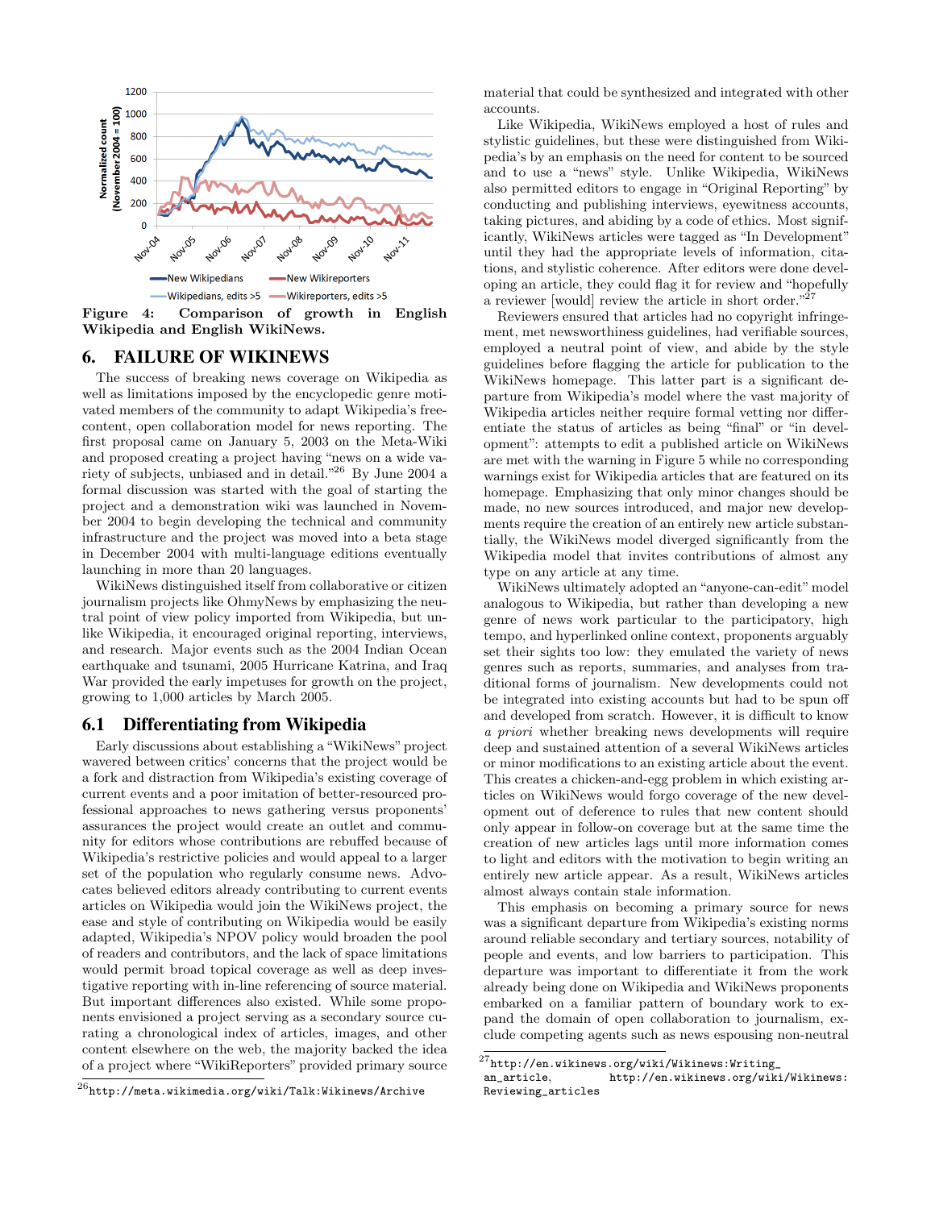Figure 4: Comparison of growth in English Wikipedia and English WikiNews.

## 6. FAILURE OF WIKINEWS

The success of breaking news coverage on Wikipedia as well as limitations imposed by the encyclopedic genre motivated members of the community to adapt Wikipedia's free-content, open collaboration model for news reporting. The first proposal came on January 5, 2003 on the Meta-Wiki and proposed creating a project having "news on a wide variety of subjects, unbiased and in detail."[26] By June 2004 a formal discussion was started with the goal of starting the project and a demonstration wiki was launched in November 2004 to begin developing the technical and community infrastructure and the project was moved into a beta stage in December 2004 with multi-language editions eventually launching in more than 20 languages.

WikiNews distinguished itself from collaborative or citizen journalism projects like OhmyNews by emphasizing the neutral point of view policy imported from Wikipedia, but unlike Wikipedia, it encouraged original reporting, interviews, and research. Major events such as the 2004 Indian Ocean earthquake and tsunami, 2005 Hurricane Katrina, and Iraq War provided the early impetuses for growth on the project, growing to 1,000 articles by March 2005.

### 6.1 Differentiating from Wikipedia

Early discussions about establishing a "WikiNews" project wavered between critics' concerns that the project would be a fork and distraction from Wikipedia's existing coverage of current events and a poor imitation of better-resourced professional approaches to news gathering versus proponents' assurances the project would create an outlet and community for editors whose contributions are rebuffed because of Wikipedia's restrictive policies and would appeal to a larger set of the population who regularly consume news. Advocates believed editors already contributing to current events articles on Wikipedia would join the WikiNews project, the ease and style of contributing on Wikipedia would be easily adapted, Wikipedia's NPOV policy would broaden the pool of readers and contributors, and the lack of space limitations would permit broad topical coverage as well as deep investigative reporting with in-line referencing of source material. But important differences also existed. While some proponents envisioned a project serving as a secondary source curating a chronological index of articles, images, and other content elsewhere on the web, the majority backed the idea of a project where "WikiReporters" provided primary source material that could be synthesized and integrated with other accounts.

Like Wikipedia, WikiNews employed a host of rules and stylistic guidelines, but these were distinguished from Wikipedia's by an emphasis on the need for content to be sourced and to use a "news" style. Unlike Wikipedia, WikiNews also permitted editors to engage in "Original Reporting" by conducting and publishing interviews, eyewitness accounts, taking pictures, and abiding by a code of ethics. Most significantly, WikiNews articles were tagged as "In Development" until they had the appropriate levels of information, citations, and stylistic coherence. After editors were done developing an article, they could flag it for review and "hopefully a reviewer [would] review the article in short order."[27]

Reviewers ensured that articles had no copyright infringement, met newsworthiness guidelines, had verifiable sources, employed a neutral point of view, and abide by the style guidelines before flagging the article for publication to the WikiNews homepage. This latter part is a significant departure from Wikipedia's model where the vast majority of Wikipedia articles neither require formal vetting nor differentiate the status of articles as being "final" or "in development": attempts to edit a published article on WikiNews are met with the warning in Figure 5 while no corresponding warnings exist for Wikipedia articles that are featured on its homepage. Emphasizing that only minor changes should be made, no new sources introduced, and major new developments require the creation of an entirely new article substantially, the WikiNews model diverged significantly from the Wikipedia model that invites contributions of almost any type on any article at any time.

WikiNews ultimately adopted an "anyone-can-edit" model analogous to Wikipedia, but rather than developing a new genre of news work particular to the participatory, high tempo, and hyperlinked online context, proponents arguably set their sights too low: they emulated the variety of news genres such as reports, summaries, and analyses from traditional forms of journalism. New developments could not be integrated into existing accounts but had to be spun off and developed from scratch. However, it is difficult to know *a priori* whether breaking news developments will require deep and sustained attention of a several WikiNews articles or minor modifications to an existing article about the event. This creates a chicken-and-egg problem in which existing articles on WikiNews would forgo coverage of the new development out of deference to rules that new content should only appear in follow-on coverage but at the same time the creation of new articles lags until more information comes to light and editors with the motivation to begin writing an entirely new article appear. As a result, WikiNews articles almost always contain stale information.

This emphasis on becoming a primary source for news was a significant departure from Wikipedia's existing norms around reliable secondary and tertiary sources, notability of people and events, and low barriers to participation. This departure was important to differentiate it from the work already being done on Wikipedia and WikiNews proponents embarked on a familiar pattern of boundary work to expand the domain of open collaboration to journalism, exclude competing agents such as news espousing non-neutral

[26] http://meta.wikimedia.org/wiki/Talk:Wikinews/Archive

[27] http://en.wikinews.org/wiki/Wikinews:Writing_an_article, http://en.wikinews.org/wiki/Wikinews:Reviewing_articles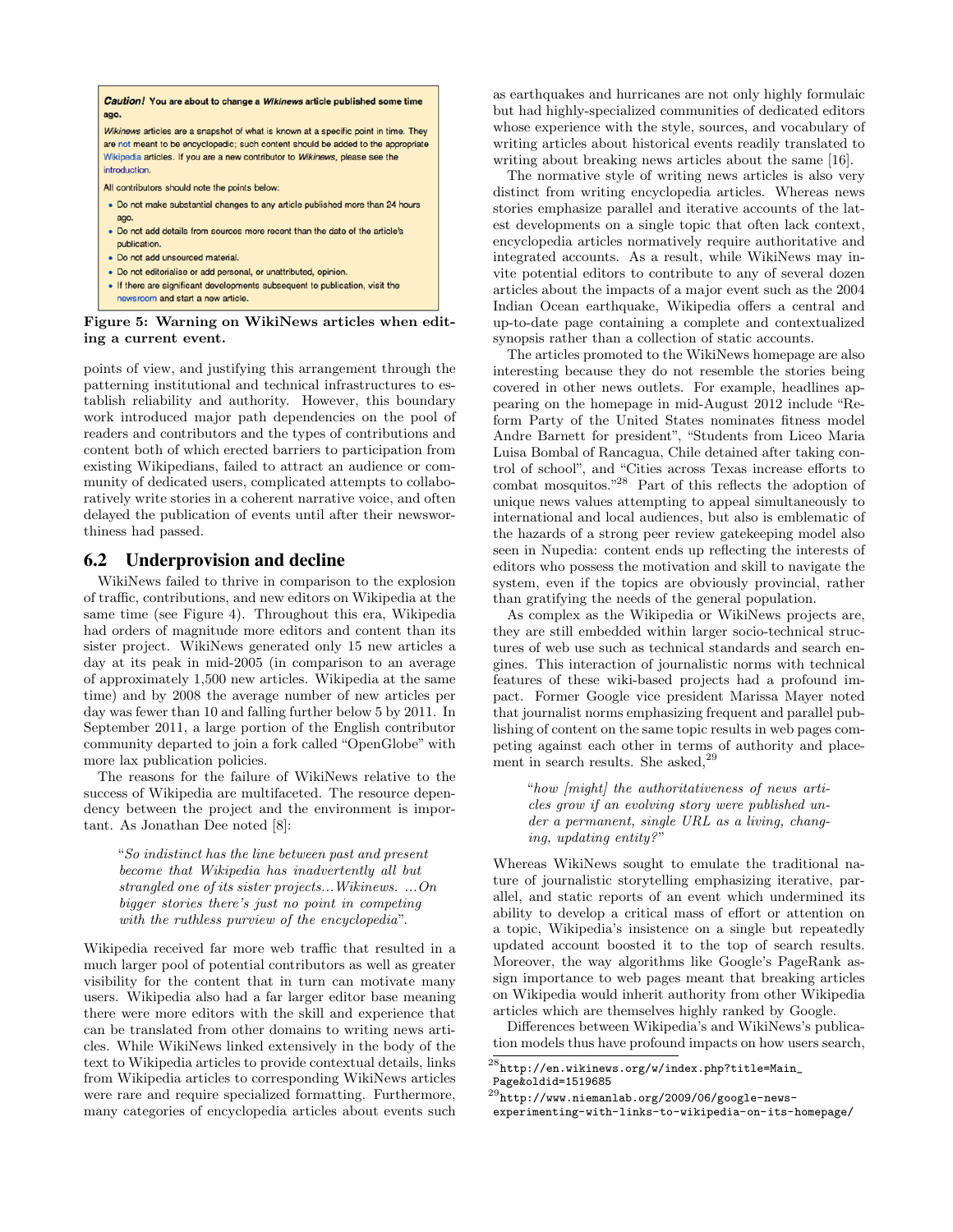**Caution!** You are about to change a *Wikinews* article published some time ago.

*Wikinews* articles are a snapshot of what is known at a specific point in time. They are not meant to be encyclopedic; such content should be added to the appropriate Wikipedia articles. If you are a new contributor to *Wikinews*, please see the introduction.

All contributors should note the points below:

- Do not make substantial changes to any article published more than 24 hours ago.
- Do not add details from sources more recent than the date of the article's publication.
- Do not add unsourced material.
- Do not editorialise or add personal, or unattributed, opinion.
- If there are significant developments subsequent to publication, visit the newsroom and start a new article.

**Figure 5: Warning on WikiNews articles when editing a current event.**

points of view, and justifying this arrangement through the patterning institutional and technical infrastructures to establish reliability and authority. However, this boundary work introduced major path dependencies on the pool of readers and contributors and the types of contributions and content both of which erected barriers to participation from existing Wikipedians, failed to attract an audience or community of dedicated users, complicated attempts to collaboratively write stories in a coherent narrative voice, and often delayed the publication of events until after their newsworthiness had passed.

## 6.2 Underprovision and decline

WikiNews failed to thrive in comparison to the explosion of traffic, contributions, and new editors on Wikipedia at the same time (see Figure 4). Throughout this era, Wikipedia had orders of magnitude more editors and content than its sister project. WikiNews generated only 15 new articles a day at its peak in mid-2005 (in comparison to an average of approximately 1,500 new articles. Wikipedia at the same time) and by 2008 the average number of new articles per day was fewer than 10 and falling further below 5 by 2011. In September 2011, a large portion of the English contributor community departed to join a fork called "OpenGlobe" with more lax publication policies.

The reasons for the failure of WikiNews relative to the success of Wikipedia are multifaceted. The resource dependency between the project and the environment is important. As Jonathan Dee noted [8]:

> "*So indistinct has the line between past and present become that Wikipedia has inadvertently all but strangled one of its sister projects...Wikinews. ...On bigger stories there's just no point in competing with the ruthless purview of the encyclopedia*".

Wikipedia received far more web traffic that resulted in a much larger pool of potential contributors as well as greater visibility for the content that in turn can motivate many users. Wikipedia also had a far larger editor base meaning there were more editors with the skill and experience that can be translated from other domains to writing news articles. While WikiNews linked extensively in the body of the text to Wikipedia articles to provide contextual details, links from Wikipedia articles to corresponding WikiNews articles were rare and require specialized formatting. Furthermore, many categories of encyclopedia articles about events such as earthquakes and hurricanes are not only highly formulaic but had highly-specialized communities of dedicated editors whose experience with the style, sources, and vocabulary of writing articles about historical events readily translated to writing about breaking news articles about the same [16].

The normative style of writing news articles is also very distinct from writing encyclopedia articles. Whereas news stories emphasize parallel and iterative accounts of the latest developments on a single topic that often lack context, encyclopedia articles normatively require authoritative and integrated accounts. As a result, while WikiNews may invite potential editors to contribute to any of several dozen articles about the impacts of a major event such as the 2004 Indian Ocean earthquake, Wikipedia offers a central and up-to-date page containing a complete and contextualized synopsis rather than a collection of static accounts.

The articles promoted to the WikiNews homepage are also interesting because they do not resemble the stories being covered in other news outlets. For example, headlines appearing on the homepage in mid-August 2012 include "Reform Party of the United States nominates fitness model Andre Barnett for president", "Students from Liceo Maria Luisa Bombal of Rancagua, Chile detained after taking control of school", and "Cities across Texas increase efforts to combat mosquitos."[28] Part of this reflects the adoption of unique news values attempting to appeal simultaneously to international and local audiences, but also is emblematic of the hazards of a strong peer review gatekeeping model also seen in Nupedia: content ends up reflecting the interests of editors who possess the motivation and skill to navigate the system, even if the topics are obviously provincial, rather than gratifying the needs of the general population.

As complex as the Wikipedia or WikiNews projects are, they are still embedded within larger socio-technical structures of web use such as technical standards and search engines. This interaction of journalistic norms with technical features of these wiki-based projects had a profound impact. Former Google vice president Marissa Mayer noted that journalist norms emphasizing frequent and parallel publishing of content on the same topic results in web pages competing against each other in terms of authority and placement in search results. She asked,[29]

> "*how [might] the authoritativeness of news articles grow if an evolving story were published under a permanent, single URL as a living, changing, updating entity?*"

Whereas WikiNews sought to emulate the traditional nature of journalistic storytelling emphasizing iterative, parallel, and static reports of an event which undermined its ability to develop a critical mass of effort or attention on a topic, Wikipedia's insistence on a single but repeatedly updated account boosted it to the top of search results. Moreover, the way algorithms like Google's PageRank assign importance to web pages meant that breaking articles on Wikipedia would inherit authority from other Wikipedia articles which are themselves highly ranked by Google.

Differences between Wikipedia's and WikiNews's publication models thus have profound impacts on how users search,

[28] `http://en.wikinews.org/w/index.php?title=Main_Page&oldid=1519685`

[29] `http://www.niemanlab.org/2009/06/google-news-experimenting-with-links-to-wikipedia-on-its-homepage/`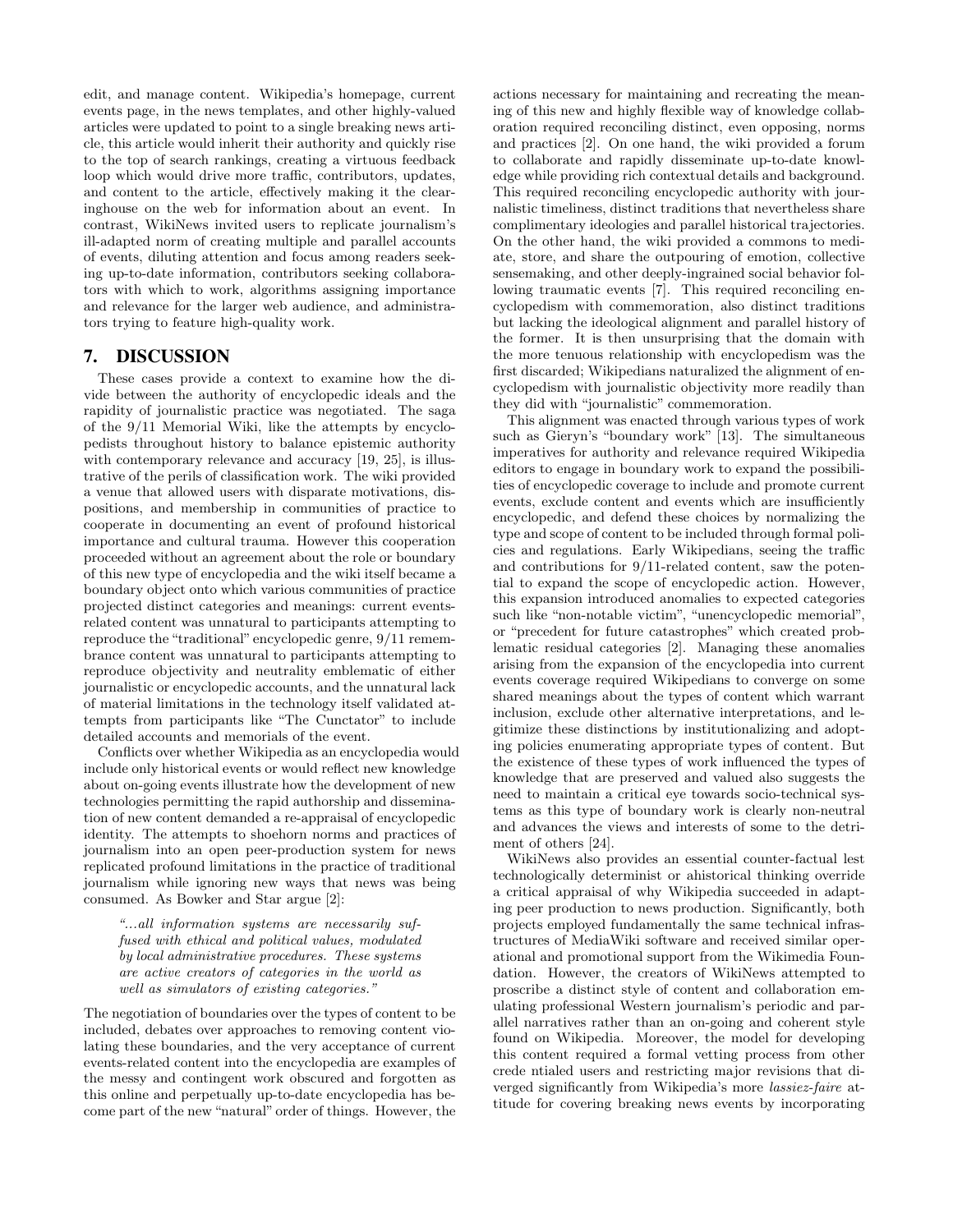edit, and manage content. Wikipedia's homepage, current events page, in the news templates, and other highly-valued articles were updated to point to a single breaking news article, this article would inherit their authority and quickly rise to the top of search rankings, creating a virtuous feedback loop which would drive more traffic, contributors, updates, and content to the article, effectively making it the clearinghouse on the web for information about an event. In contrast, WikiNews invited users to replicate journalism's ill-adapted norm of creating multiple and parallel accounts of events, diluting attention and focus among readers seeking up-to-date information, contributors seeking collaborators with which to work, algorithms assigning importance and relevance for the larger web audience, and administrators trying to feature high-quality work.

## 7. DISCUSSION

These cases provide a context to examine how the divide between the authority of encyclopedic ideals and the rapidity of journalistic practice was negotiated. The saga of the 9/11 Memorial Wiki, like the attempts by encyclopedists throughout history to balance epistemic authority with contemporary relevance and accuracy [19, 25], is illustrative of the perils of classification work. The wiki provided a venue that allowed users with disparate motivations, dispositions, and membership in communities of practice to cooperate in documenting an event of profound historical importance and cultural trauma. However this cooperation proceeded without an agreement about the role or boundary of this new type of encyclopedia and the wiki itself became a boundary object onto which various communities of practice projected distinct categories and meanings: current events-related content was unnatural to participants attempting to reproduce the "traditional" encyclopedic genre, 9/11 remembrance content was unnatural to participants attempting to reproduce objectivity and neutrality emblematic of either journalistic or encyclopedic accounts, and the unnatural lack of material limitations in the technology itself validated attempts from participants like "The Cunctator" to include detailed accounts and memorials of the event.

Conflicts over whether Wikipedia as an encyclopedia would include only historical events or would reflect new knowledge about on-going events illustrate how the development of new technologies permitting the rapid authorship and dissemination of new content demanded a re-appraisal of encyclopedic identity. The attempts to shoehorn norms and practices of journalism into an open peer-production system for news replicated profound limitations in the practice of traditional journalism while ignoring new ways that news was being consumed. As Bowker and Star argue [2]:

> *"...all information systems are necessarily suffused with ethical and political values, modulated by local administrative procedures. These systems are active creators of categories in the world as well as simulators of existing categories."*

The negotiation of boundaries over the types of content to be included, debates over approaches to removing content violating these boundaries, and the very acceptance of current events-related content into the encyclopedia are examples of the messy and contingent work obscured and forgotten as this online and perpetually up-to-date encyclopedia has become part of the new "natural" order of things. However, the actions necessary for maintaining and recreating the meaning of this new and highly flexible way of knowledge collaboration required reconciling distinct, even opposing, norms and practices [2]. On one hand, the wiki provided a forum to collaborate and rapidly disseminate up-to-date knowledge while providing rich contextual details and background. This required reconciling encyclopedic authority with journalistic timeliness, distinct traditions that nevertheless share complimentary ideologies and parallel historical trajectories. On the other hand, the wiki provided a commons to mediate, store, and share the outpouring of emotion, collective sensemaking, and other deeply-ingrained social behavior following traumatic events [7]. This required reconciling encyclopedism with commemoration, also distinct traditions but lacking the ideological alignment and parallel history of the former. It is then unsurprising that the domain with the more tenuous relationship with encyclopedism was the first discarded; Wikipedians naturalized the alignment of encyclopedism with journalistic objectivity more readily than they did with "journalistic" commemoration.

This alignment was enacted through various types of work such as Gieryn's "boundary work" [13]. The simultaneous imperatives for authority and relevance required Wikipedia editors to engage in boundary work to expand the possibilities of encyclopedic coverage to include and promote current events, exclude content and events which are insufficiently encyclopedic, and defend these choices by normalizing the type and scope of content to be included through formal policies and regulations. Early Wikipedians, seeing the traffic and contributions for 9/11-related content, saw the potential to expand the scope of encyclopedic action. However, this expansion introduced anomalies to expected categories such like "non-notable victim", "unencyclopedic memorial", or "precedent for future catastrophes" which created problematic residual categories [2]. Managing these anomalies arising from the expansion of the encyclopedia into current events coverage required Wikipedians to converge on some shared meanings about the types of content which warrant inclusion, exclude other alternative interpretations, and legitimize these distinctions by institutionalizing and adopting policies enumerating appropriate types of content. But the existence of these types of work influenced the types of knowledge that are preserved and valued also suggests the need to maintain a critical eye towards socio-technical systems as this type of boundary work is clearly non-neutral and advances the views and interests of some to the detriment of others [24].

WikiNews also provides an essential counter-factual lest technologically determinist or ahistorical thinking override a critical appraisal of why Wikipedia succeeded in adapting peer production to news production. Significantly, both projects employed fundamentally the same technical infrastructures of MediaWiki software and received similar operational and promotional support from the Wikimedia Foundation. However, the creators of WikiNews attempted to proscribe a distinct style of content and collaboration emulating professional Western journalism's periodic and parallel narratives rather than an on-going and coherent style found on Wikipedia. Moreover, the model for developing this content required a formal vetting process from other crede ntialed users and restricting major revisions that diverged significantly from Wikipedia's more *lassiez-faire* attitude for covering breaking news events by incorporating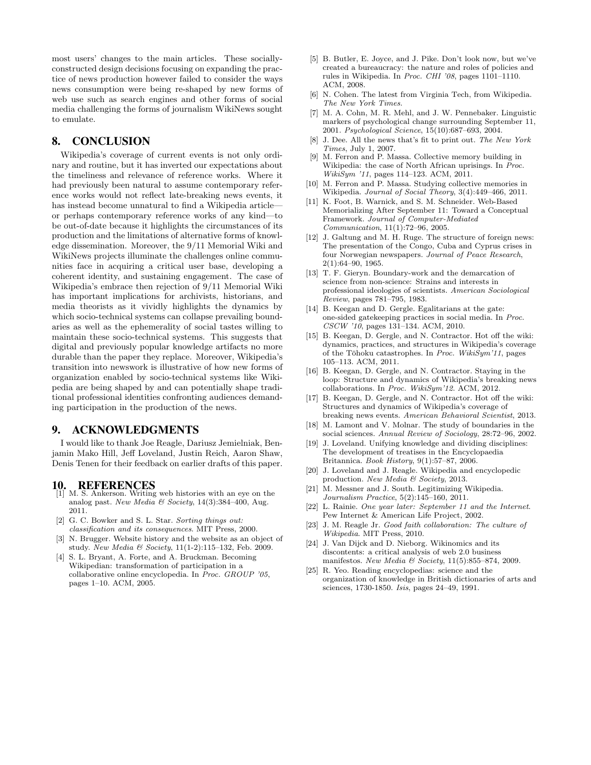most users' changes to the main articles. These socially-constructed design decisions focusing on expanding the practice of news production however failed to consider the ways news consumption were being re-shaped by new forms of web use such as search engines and other forms of social media challenging the forms of journalism WikiNews sought to emulate.

## 8. CONCLUSION

Wikipedia's coverage of current events is not only ordinary and routine, but it has inverted our expectations about the timeliness and relevance of reference works. Where it had previously been natural to assume contemporary reference works would not reflect late-breaking news events, it has instead become unnatural to find a Wikipedia article—or perhaps contemporary reference works of any kind—to be out-of-date because it highlights the circumstances of its production and the limitations of alternative forms of knowledge dissemination. Moreover, the 9/11 Memorial Wiki and WikiNews projects illuminate the challenges online communities face in acquiring a critical user base, developing a coherent identity, and sustaining engagement. The case of Wikipedia's embrace then rejection of 9/11 Memorial Wiki has important implications for archivists, historians, and media theorists as it vividly highlights the dynamics by which socio-technical systems can collapse prevailing boundaries as well as the ephemerality of social tastes willing to maintain these socio-technical systems. This suggests that digital and previously popular knowledge artifacts no more durable than the paper they replace. Moreover, Wikipedia's transition into newswork is illustrative of how new forms of organization enabled by socio-technical systems like Wikipedia are being shaped by and can potentially shape traditional professional identities confronting audiences demanding participation in the production of the news.

## 9. ACKNOWLEDGMENTS

I would like to thank Joe Reagle, Dariusz Jemielniak, Benjamin Mako Hill, Jeff Loveland, Justin Reich, Aaron Shaw, Denis Tenen for their feedback on earlier drafts of this paper.

## 10. REFERENCES

[1] M. S. Ankerson. Writing web histories with an eye on the analog past. *New Media & Society*, 14(3):384–400, Aug. 2011.

[2] G. C. Bowker and S. L. Star. *Sorting things out: classification and its consequences*. MIT Press, 2000.

[3] N. Brugger. Website history and the website as an object of study. *New Media & Society*, 11(1-2):115–132, Feb. 2009.

[4] S. L. Bryant, A. Forte, and A. Bruckman. Becoming Wikipedian: transformation of participation in a collaborative online encyclopedia. In *Proc. GROUP '05*, pages 1–10. ACM, 2005.

[5] B. Butler, E. Joyce, and J. Pike. Don't look now, but we've created a bureaucracy: the nature and roles of policies and rules in Wikipedia. In *Proc. CHI '08*, pages 1101–1110. ACM, 2008.

[6] N. Cohen. The latest from Virginia Tech, from Wikipedia. *The New York Times*.

[7] M. A. Cohn, M. R. Mehl, and J. W. Pennebaker. Linguistic markers of psychological change surrounding September 11, 2001. *Psychological Science*, 15(10):687–693, 2004.

[8] J. Dee. All the news that's fit to print out. *The New York Times*, July 1, 2007.

[9] M. Ferron and P. Massa. Collective memory building in Wikipedia: the case of North African uprisings. In *Proc. WikiSym '11*, pages 114–123. ACM, 2011.

[10] M. Ferron and P. Massa. Studying collective memories in Wikipedia. *Journal of Social Theory*, 3(4):449–466, 2011.

[11] K. Foot, B. Warnick, and S. M. Schneider. Web-Based Memorializing After September 11: Toward a Conceptual Framework. *Journal of Computer-Mediated Communication*, 11(1):72–96, 2005.

[12] J. Galtung and M. H. Ruge. The structure of foreign news: The presentation of the Congo, Cuba and Cyprus crises in four Norwegian newspapers. *Journal of Peace Research*, 2(1):64–90, 1965.

[13] T. F. Gieryn. Boundary-work and the demarcation of science from non-science: Strains and interests in professional ideologies of scientists. *American Sociological Review*, pages 781–795, 1983.

[14] B. Keegan and D. Gergle. Egalitarians at the gate: one-sided gatekeeping practices in social media. In *Proc. CSCW '10*, pages 131–134. ACM, 2010.

[15] B. Keegan, D. Gergle, and N. Contractor. Hot off the wiki: dynamics, practices, and structures in Wikipedia's coverage of the Tōhoku catastrophes. In *Proc. WikiSym'11*, pages 105–113. ACM, 2011.

[16] B. Keegan, D. Gergle, and N. Contractor. Staying in the loop: Structure and dynamics of Wikipedia's breaking news collaborations. In *Proc. WikiSym'12*. ACM, 2012.

[17] B. Keegan, D. Gergle, and N. Contractor. Hot off the wiki: Structures and dynamics of Wikipedia's coverage of breaking news events. *American Behavioral Scientist*, 2013.

[18] M. Lamont and V. Molnar. The study of boundaries in the social sciences. *Annual Review of Sociology*, 28:72–96, 2002.

[19] J. Loveland. Unifying knowledge and dividing disciplines: The development of treatises in the Encyclopaedia Britannica. *Book History*, 9(1):57–87, 2006.

[20] J. Loveland and J. Reagle. Wikipedia and encyclopedic production. *New Media & Society*, 2013.

[21] M. Messner and J. South. Legitimizing Wikipedia. *Journalism Practice*, 5(2):145–160, 2011.

[22] L. Rainie. *One year later: September 11 and the Internet*. Pew Internet & American Life Project, 2002.

[23] J. M. Reagle Jr. *Good faith collaboration: The culture of Wikipedia*. MIT Press, 2010.

[24] J. Van Dijck and D. Nieborg. Wikinomics and its discontents: a critical analysis of web 2.0 business manifestos. *New Media & Society*, 11(5):855–874, 2009.

[25] R. Yeo. Reading encyclopedias: science and the organization of knowledge in British dictionaries of arts and sciences, 1730-1850. *Isis*, pages 24–49, 1991.